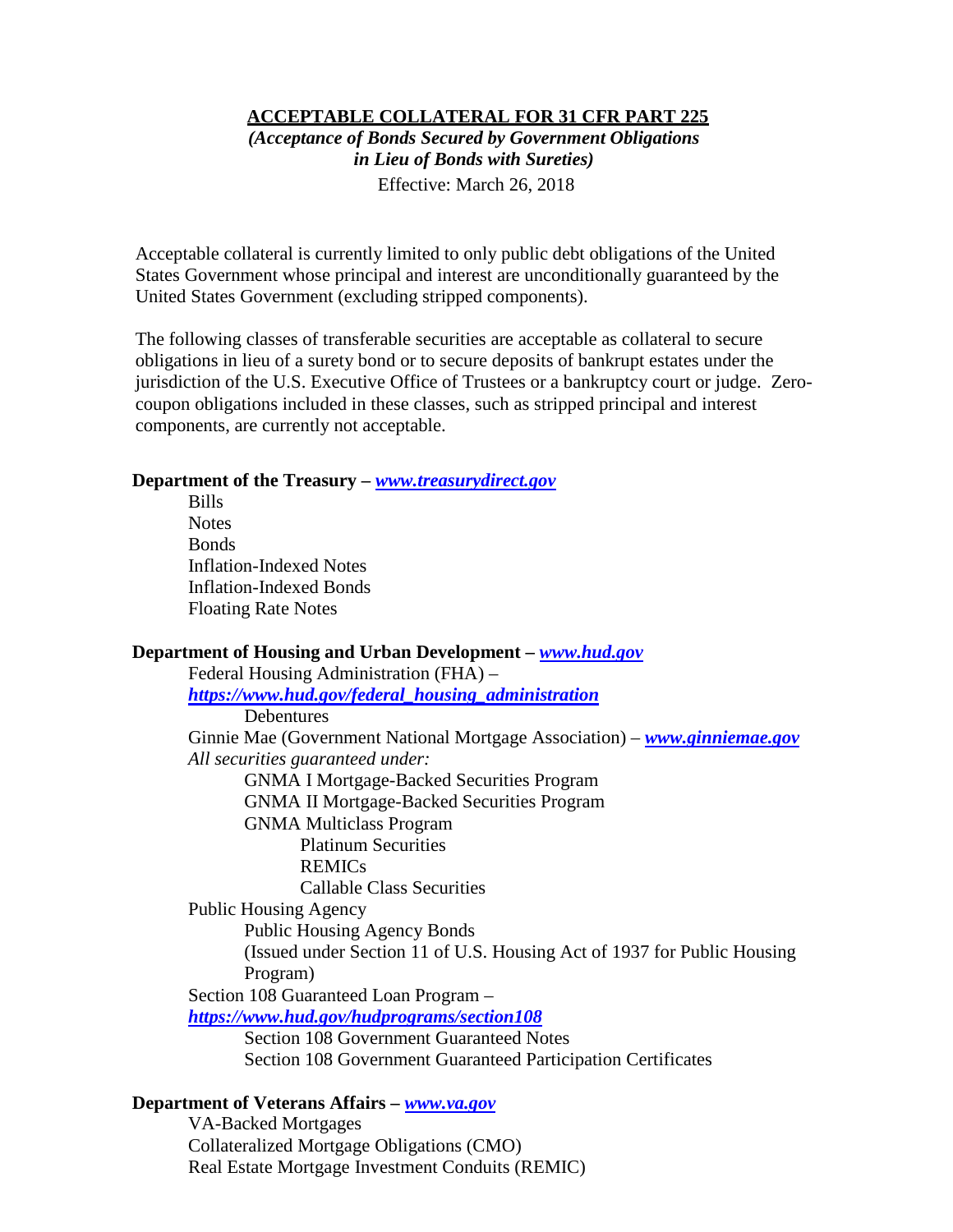# ACCEPTABLE COLLATERAL FOR 31 CFR PART 225

***(Acceptance of Bonds Secured by Government Obligations in Lieu of Bonds with Sureties)***

Effective: March 26, 2018

Acceptable collateral is currently limited to only public debt obligations of the United States Government whose principal and interest are unconditionally guaranteed by the United States Government (excluding stripped components).

The following classes of transferable securities are acceptable as collateral to secure obligations in lieu of a surety bond or to secure deposits of bankrupt estates under the jurisdiction of the U.S. Executive Office of Trustees or a bankruptcy court or judge. Zero-coupon obligations included in these classes, such as stripped principal and interest components, are currently not acceptable.

**Department of the Treasury – [www.treasurydirect.gov](http://www.treasurydirect.gov)**

- Bills
- Notes
- Bonds
- Inflation-Indexed Notes
- Inflation-Indexed Bonds
- Floating Rate Notes

**Department of Housing and Urban Development – [www.hud.gov](http://www.hud.gov)**

- Federal Housing Administration (FHA) – [https://www.hud.gov/federal_housing_administration](https://www.hud.gov/federal_housing_administration)
  - Debentures
- Ginnie Mae (Government National Mortgage Association) – [www.ginniemae.gov](http://www.ginniemae.gov)
  *All securities guaranteed under:*
  - GNMA I Mortgage-Backed Securities Program
  - GNMA II Mortgage-Backed Securities Program
  - GNMA Multiclass Program
    - Platinum Securities
    - REMICs
    - Callable Class Securities
- Public Housing Agency
  - Public Housing Agency Bonds
    (Issued under Section 11 of U.S. Housing Act of 1937 for Public Housing Program)
- Section 108 Guaranteed Loan Program – [https://www.hud.gov/hudprograms/section108](https://www.hud.gov/hudprograms/section108)
  - Section 108 Government Guaranteed Notes
  - Section 108 Government Guaranteed Participation Certificates

**Department of Veterans Affairs – [www.va.gov](http://www.va.gov)**

- VA-Backed Mortgages
- Collateralized Mortgage Obligations (CMO)
- Real Estate Mortgage Investment Conduits (REMIC)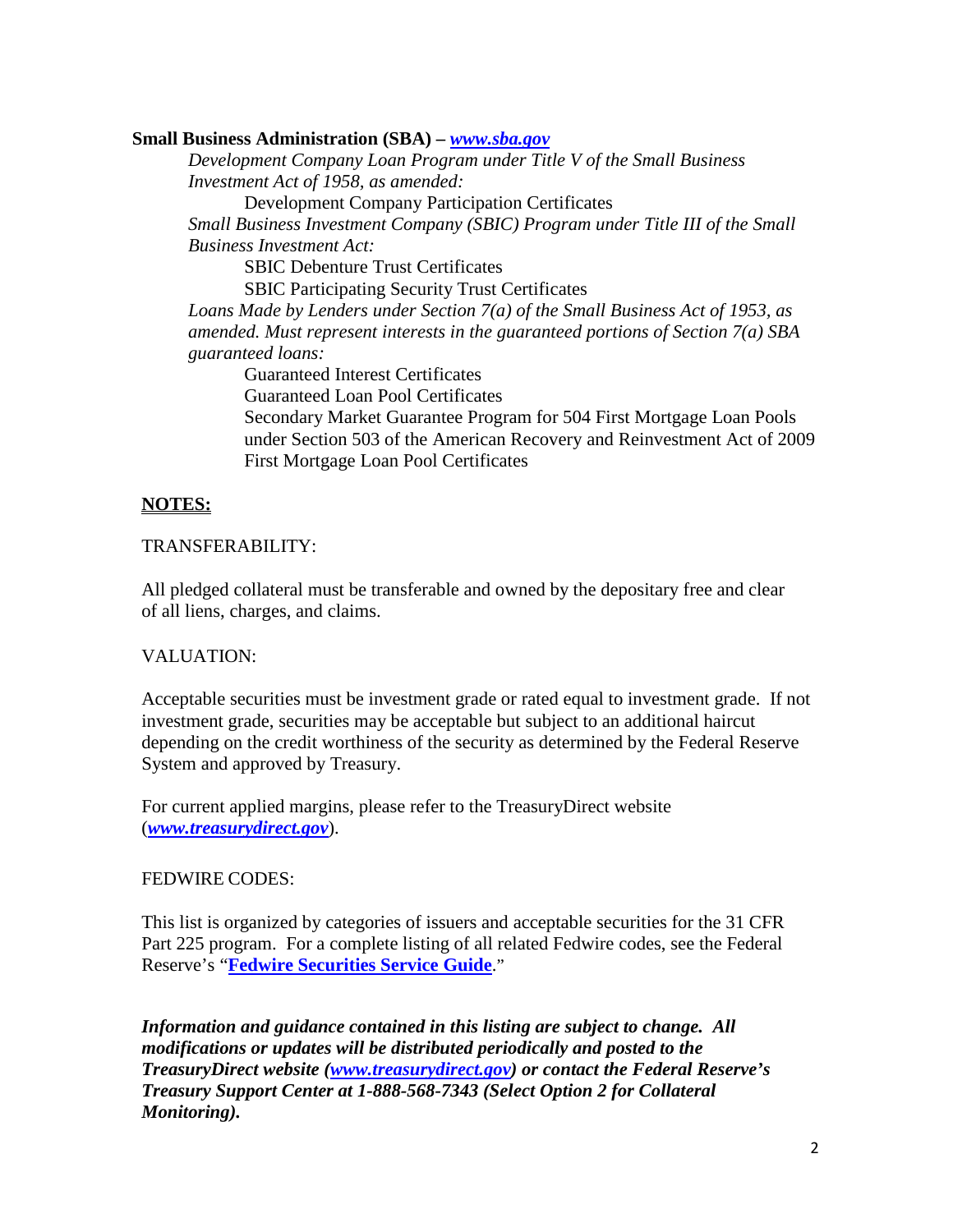**Small Business Administration (SBA) – *www.sba.gov***

*Development Company Loan Program under Title V of the Small Business Investment Act of 1958, as amended:*

Development Company Participation Certificates

*Small Business Investment Company (SBIC) Program under Title III of the Small Business Investment Act:*

SBIC Debenture Trust Certificates

SBIC Participating Security Trust Certificates

*Loans Made by Lenders under Section 7(a) of the Small Business Act of 1953, as amended. Must represent interests in the guaranteed portions of Section 7(a) SBA guaranteed loans:*

Guaranteed Interest Certificates

Guaranteed Loan Pool Certificates

Secondary Market Guarantee Program for 504 First Mortgage Loan Pools under Section 503 of the American Recovery and Reinvestment Act of 2009 First Mortgage Loan Pool Certificates

**NOTES:**

TRANSFERABILITY:

All pledged collateral must be transferable and owned by the depositary free and clear of all liens, charges, and claims.

VALUATION:

Acceptable securities must be investment grade or rated equal to investment grade. If not investment grade, securities may be acceptable but subject to an additional haircut depending on the credit worthiness of the security as determined by the Federal Reserve System and approved by Treasury.

For current applied margins, please refer to the TreasuryDirect website (***www.treasurydirect.gov***).

FEDWIRE CODES:

This list is organized by categories of issuers and acceptable securities for the 31 CFR Part 225 program. For a complete listing of all related Fedwire codes, see the Federal Reserve's "**Fedwire Securities Service Guide**."

***Information and guidance contained in this listing are subject to change. All modifications or updates will be distributed periodically and posted to the TreasuryDirect website (www.treasurydirect.gov) or contact the Federal Reserve's Treasury Support Center at 1-888-568-7343 (Select Option 2 for Collateral Monitoring).***